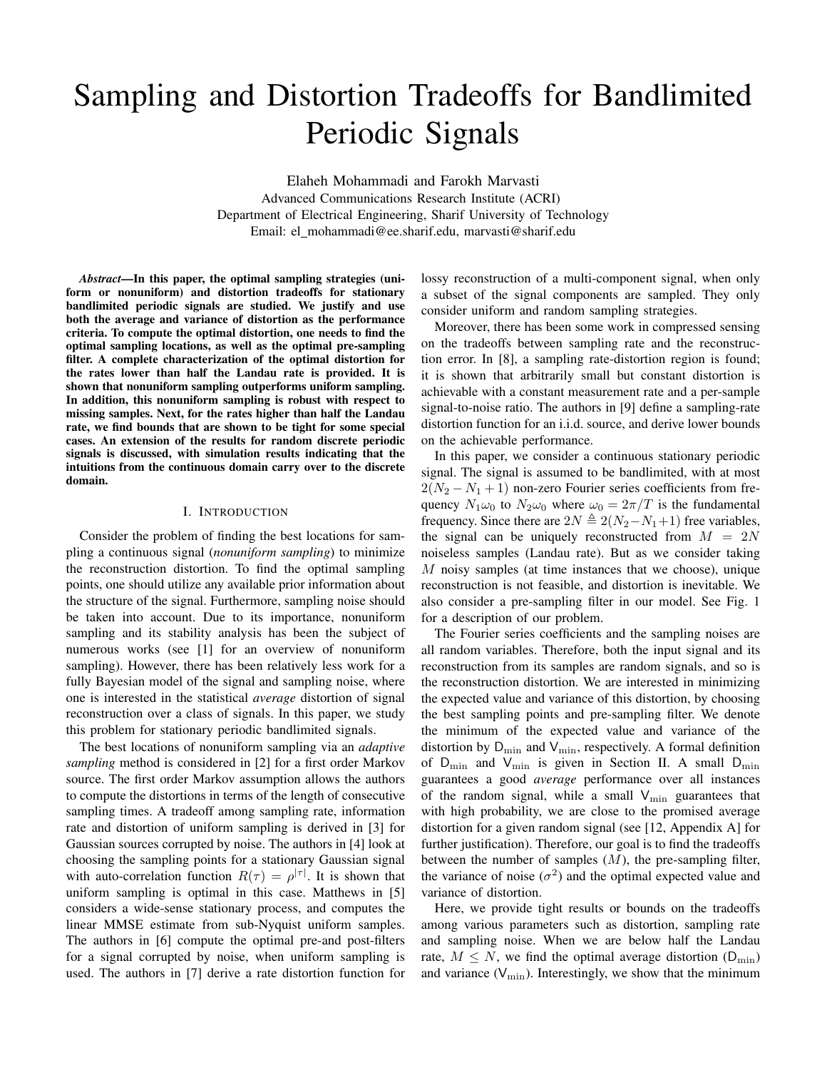# Sampling and Distortion Tradeoffs for Bandlimited Periodic Signals

Elaheh Mohammadi and Farokh Marvasti
Advanced Communications Research Institute (ACRI)
Department of Electrical Engineering, Sharif University of Technology
Email: el_mohammadi@ee.sharif.edu, marvasti@sharif.edu

***Abstract*—In this paper, the optimal sampling strategies (uniform or nonuniform) and distortion tradeoffs for stationary bandlimited periodic signals are studied. We justify and use both the average and variance of distortion as the performance criteria. To compute the optimal distortion, one needs to find the optimal sampling locations, as well as the optimal pre-sampling filter. A complete characterization of the optimal distortion for the rates lower than half the Landau rate is provided. It is shown that nonuniform sampling outperforms uniform sampling. In addition, this nonuniform sampling is robust with respect to missing samples. Next, for the rates higher than half the Landau rate, we find bounds that are shown to be tight for some special cases. An extension of the results for random discrete periodic signals is discussed, with simulation results indicating that the intuitions from the continuous domain carry over to the discrete domain.**

## I. Introduction

Consider the problem of finding the best locations for sampling a continuous signal (*nonuniform sampling*) to minimize the reconstruction distortion. To find the optimal sampling points, one should utilize any available prior information about the structure of the signal. Furthermore, sampling noise should be taken into account. Due to its importance, nonuniform sampling and its stability analysis has been the subject of numerous works (see [1] for an overview of nonuniform sampling). However, there has been relatively less work for a fully Bayesian model of the signal and sampling noise, where one is interested in the statistical *average* distortion of signal reconstruction over a class of signals. In this paper, we study this problem for stationary periodic bandlimited signals.

The best locations of nonuniform sampling via an *adaptive sampling* method is considered in [2] for a first order Markov source. The first order Markov assumption allows the authors to compute the distortions in terms of the length of consecutive sampling times. A tradeoff among sampling rate, information rate and distortion of uniform sampling is derived in [3] for Gaussian sources corrupted by noise. The authors in [4] look at choosing the sampling points for a stationary Gaussian signal with auto-correlation function $R(\tau) = \rho^{|\tau|}$. It is shown that uniform sampling is optimal in this case. Matthews in [5] considers a wide-sense stationary process, and computes the linear MMSE estimate from sub-Nyquist uniform samples. The authors in [6] compute the optimal pre-and post-filters for a signal corrupted by noise, when uniform sampling is used. The authors in [7] derive a rate distortion function for lossy reconstruction of a multi-component signal, when only a subset of the signal components are sampled. They only consider uniform and random sampling strategies.

Moreover, there has been some work in compressed sensing on the tradeoffs between sampling rate and the reconstruction error. In [8], a sampling rate-distortion region is found; it is shown that arbitrarily small but constant distortion is achievable with a constant measurement rate and a per-sample signal-to-noise ratio. The authors in [9] define a sampling-rate distortion function for an i.i.d. source, and derive lower bounds on the achievable performance.

In this paper, we consider a continuous stationary periodic signal. The signal is assumed to be bandlimited, with at most $2(N_2 - N_1 + 1)$ non-zero Fourier series coefficients from frequency $N_1\omega_0$ to $N_2\omega_0$ where $\omega_0 = 2\pi/T$ is the fundamental frequency. Since there are $2N \triangleq 2(N_2-N_1+1)$ free variables, the signal can be uniquely reconstructed from $M = 2N$ noiseless samples (Landau rate). But as we consider taking $M$ noisy samples (at time instances that we choose), unique reconstruction is not feasible, and distortion is inevitable. We also consider a pre-sampling filter in our model. See Fig. 1 for a description of our problem.

The Fourier series coefficients and the sampling noises are all random variables. Therefore, both the input signal and its reconstruction from its samples are random signals, and so is the reconstruction distortion. We are interested in minimizing the expected value and variance of this distortion, by choosing the best sampling points and pre-sampling filter. We denote the minimum of the expected value and variance of the distortion by $\mathsf{D}_{\min}$ and $\mathsf{V}_{\min}$, respectively. A formal definition of $\mathsf{D}_{\min}$ and $\mathsf{V}_{\min}$ is given in Section II. A small $\mathsf{D}_{\min}$ guarantees a good *average* performance over all instances of the random signal, while a small $\mathsf{V}_{\min}$ guarantees that with high probability, we are close to the promised average distortion for a given random signal (see [12, Appendix A] for further justification). Therefore, our goal is to find the tradeoffs between the number of samples ($M$), the pre-sampling filter, the variance of noise ($\sigma^2$) and the optimal expected value and variance of distortion.

Here, we provide tight results or bounds on the tradeoffs among various parameters such as distortion, sampling rate and sampling noise. When we are below half the Landau rate, $M \leq N$, we find the optimal average distortion ($\mathsf{D}_{\min}$) and variance ($\mathsf{V}_{\min}$). Interestingly, we show that the minimum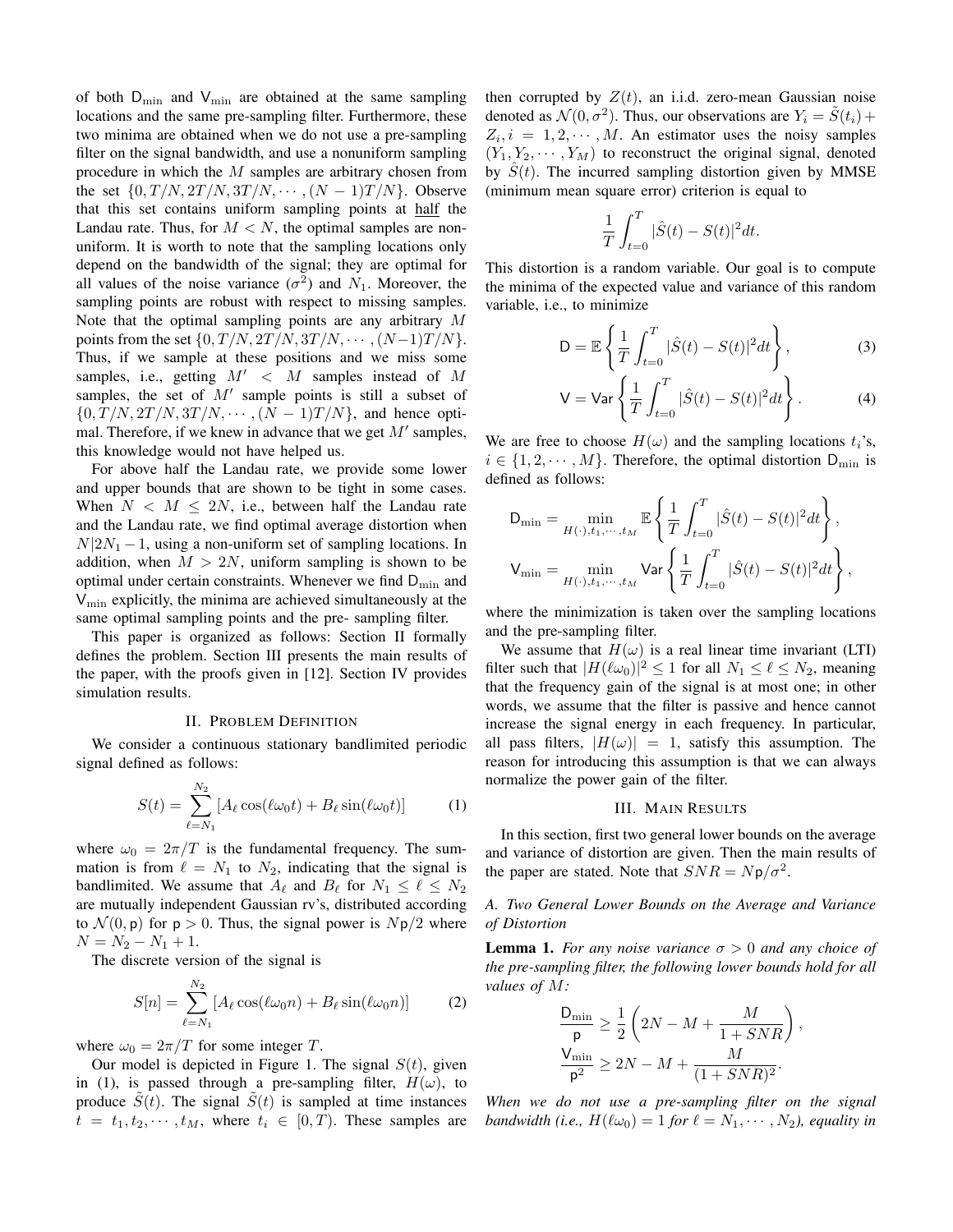of both $\mathsf{D}_{\min}$ and $\mathsf{V}_{\min}$ are obtained at the same sampling locations and the same pre-sampling filter. Furthermore, these two minima are obtained when we do not use a pre-sampling filter on the signal bandwidth, and use a nonuniform sampling procedure in which the $M$ samples are arbitrary chosen from the set $\{0, T/N, 2T/N, 3T/N, \cdots, (N-1)T/N\}$. Observe that this set contains uniform sampling points at half the Landau rate. Thus, for $M < N$, the optimal samples are non-uniform. It is worth to note that the sampling locations only depend on the bandwidth of the signal; they are optimal for all values of the noise variance ($\sigma^2$) and $N_1$. Moreover, the sampling points are robust with respect to missing samples. Note that the optimal sampling points are any arbitrary $M$ points from the set $\{0, T/N, 2T/N, 3T/N, \cdots, (N-1)T/N\}$. Thus, if we sample at these positions and we miss some samples, i.e., getting $M' < M$ samples instead of $M$ samples, the set of $M'$ sample points is still a subset of $\{0, T/N, 2T/N, 3T/N, \cdots, (N-1)T/N\}$, and hence optimal. Therefore, if we knew in advance that we get $M'$ samples, this knowledge would not have helped us.

For above half the Landau rate, we provide some lower and upper bounds that are shown to be tight in some cases. When $N < M \leq 2N$, i.e., between half the Landau rate and the Landau rate, we find optimal average distortion when $N|2N_1 - 1$, using a non-uniform set of sampling locations. In addition, when $M > 2N$, uniform sampling is shown to be optimal under certain constraints. Whenever we find $\mathsf{D}_{\min}$ and $\mathsf{V}_{\min}$ explicitly, the minima are achieved simultaneously at the same optimal sampling points and the pre- sampling filter.

This paper is organized as follows: Section II formally defines the problem. Section III presents the main results of the paper, with the proofs given in [12]. Section IV provides simulation results.

## II. Problem Definition

We consider a continuous stationary bandlimited periodic signal defined as follows:

$$S(t) = \sum_{\ell=N_1}^{N_2} \left[A_\ell \cos(\ell\omega_0 t) + B_\ell \sin(\ell\omega_0 t)\right] \tag{1}$$

where $\omega_0 = 2\pi/T$ is the fundamental frequency. The summation is from $\ell = N_1$ to $N_2$, indicating that the signal is bandlimited. We assume that $A_\ell$ and $B_\ell$ for $N_1 \leq \ell \leq N_2$ are mutually independent Gaussian rv's, distributed according to $\mathcal{N}(0, \mathsf{p})$ for $\mathsf{p} > 0$. Thus, the signal power is $N\mathsf{p}/2$ where $N = N_2 - N_1 + 1$.

The discrete version of the signal is

$$S[n] = \sum_{\ell=N_1}^{N_2} \left[A_\ell \cos(\ell\omega_0 n) + B_\ell \sin(\ell\omega_0 n)\right] \tag{2}$$

where $\omega_0 = 2\pi/T$ for some integer $T$.

Our model is depicted in Figure 1. The signal $S(t)$, given in (1), is passed through a pre-sampling filter, $H(\omega)$, to produce $\tilde{S}(t)$. The signal $\tilde{S}(t)$ is sampled at time instances $t = t_1, t_2, \cdots, t_M$, where $t_i \in [0, T)$. These samples are then corrupted by $Z(t)$, an i.i.d. zero-mean Gaussian noise denoted as $\mathcal{N}(0, \sigma^2)$. Thus, our observations are $Y_i = \tilde{S}(t_i) + Z_i, i = 1, 2, \cdots, M$. An estimator uses the noisy samples $(Y_1, Y_2, \cdots, Y_M)$ to reconstruct the original signal, denoted by $\hat{S}(t)$. The incurred sampling distortion given by MMSE (minimum mean square error) criterion is equal to

$$\frac{1}{T}\int_{t=0}^{T} |\hat{S}(t) - S(t)|^2 dt.$$

This distortion is a random variable. Our goal is to compute the minima of the expected value and variance of this random variable, i.e., to minimize

$$\mathsf{D} = \mathbb{E}\left\{\frac{1}{T}\int_{t=0}^{T} |\hat{S}(t) - S(t)|^2 dt\right\}, \tag{3}$$

$$\mathsf{V} = \mathsf{Var}\left\{\frac{1}{T}\int_{t=0}^{T} |\hat{S}(t) - S(t)|^2 dt\right\}. \tag{4}$$

We are free to choose $H(\omega)$ and the sampling locations $t_i$'s, $i \in \{1, 2, \cdots, M\}$. Therefore, the optimal distortion $\mathsf{D}_{\min}$ is defined as follows:

$$\mathsf{D}_{\min} = \min_{H(\cdot), t_1, \cdots, t_M} \mathbb{E}\left\{\frac{1}{T}\int_{t=0}^{T} |\hat{S}(t) - S(t)|^2 dt\right\},$$

$$\mathsf{V}_{\min} = \min_{H(\cdot), t_1, \cdots, t_M} \mathsf{Var}\left\{\frac{1}{T}\int_{t=0}^{T} |\hat{S}(t) - S(t)|^2 dt\right\},$$

where the minimization is taken over the sampling locations and the pre-sampling filter.

We assume that $H(\omega)$ is a real linear time invariant (LTI) filter such that $|H(\ell\omega_0)|^2 \leq 1$ for all $N_1 \leq \ell \leq N_2$, meaning that the frequency gain of the signal is at most one; in other words, we assume that the filter is passive and hence cannot increase the signal energy in each frequency. In particular, all pass filters, $|H(\omega)| = 1$, satisfy this assumption. The reason for introducing this assumption is that we can always normalize the power gain of the filter.

## III. Main Results

In this section, first two general lower bounds on the average and variance of distortion are given. Then the main results of the paper are stated. Note that $SNR = N\mathsf{p}/\sigma^2$.

### A. Two General Lower Bounds on the Average and Variance of Distortion

**Lemma 1.** *For any noise variance $\sigma > 0$ and any choice of the pre-sampling filter, the following lower bounds hold for all values of $M$:*

$$\frac{\mathsf{D}_{\min}}{\mathsf{p}} \geq \frac{1}{2}\left(2N - M + \frac{M}{1 + SNR}\right),$$

$$\frac{\mathsf{V}_{\min}}{\mathsf{p}^2} \geq 2N - M + \frac{M}{(1 + SNR)^2}.$$

*When we do not use a pre-sampling filter on the signal bandwidth (i.e., $H(\ell\omega_0) = 1$ for $\ell = N_1, \cdots, N_2$), equality in*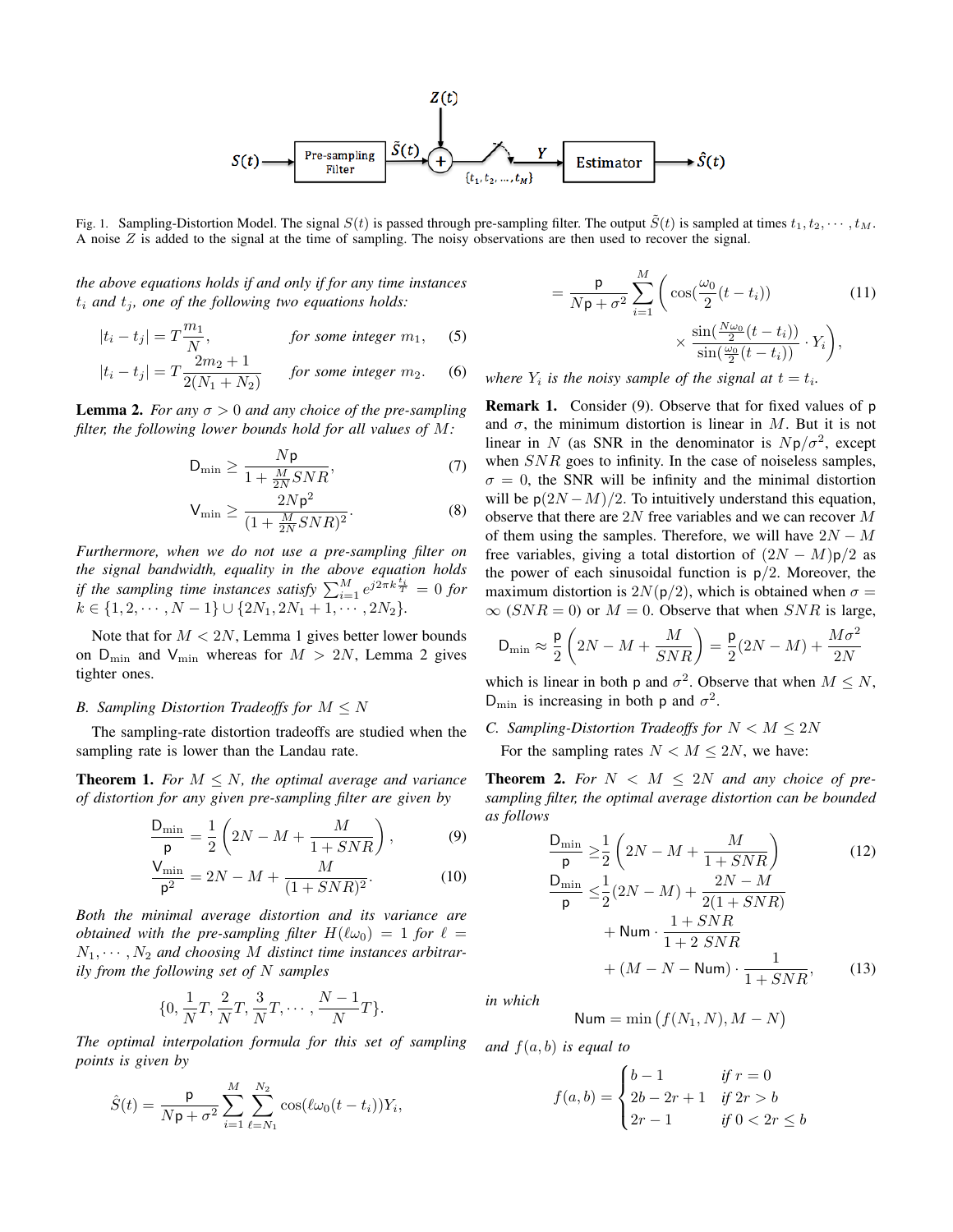Fig. 1. Sampling-Distortion Model. The signal $S(t)$ is passed through pre-sampling filter. The output $\tilde{S}(t)$ is sampled at times $t_1, t_2, \cdots, t_M$. A noise $Z$ is added to the signal at the time of sampling. The noisy observations are then used to recover the signal.

*the above equations holds if and only if for any time instances $t_i$ and $t_j$, one of the following two equations holds:*

$$|t_i - t_j| = T\frac{m_1}{N}, \qquad \text{for some integer } m_1, \tag{5}$$

$$|t_i - t_j| = T\frac{2m_2+1}{2(N_1+N_2)} \qquad \text{for some integer } m_2. \tag{6}$$

**Lemma 2.** *For any $\sigma > 0$ and any choice of the pre-sampling filter, the following lower bounds hold for all values of $M$:*

$$\mathsf{D}_{\min} \geq \frac{N\mathsf{p}}{1+\frac{M}{2N}SNR}, \tag{7}$$

$$\mathsf{V}_{\min} \geq \frac{2N\mathsf{p}^2}{(1+\frac{M}{2N}SNR)^2}. \tag{8}$$

*Furthermore, when we do not use a pre-sampling filter on the signal bandwidth, equality in the above equation holds if the sampling time instances satisfy $\sum_{i=1}^{M} e^{j2\pi k\frac{t_i}{T}} = 0$ for $k \in \{1, 2, \cdots, N-1\} \cup \{2N_1, 2N_1+1, \cdots, 2N_2\}$.*

Note that for $M < 2N$, Lemma 1 gives better lower bounds on $\mathsf{D}_{\min}$ and $\mathsf{V}_{\min}$ whereas for $M > 2N$, Lemma 2 gives tighter ones.

### B. Sampling Distortion Tradeoffs for $M \leq N$

The sampling-rate distortion tradeoffs are studied when the sampling rate is lower than the Landau rate.

**Theorem 1.** *For $M \leq N$, the optimal average and variance of distortion for any given pre-sampling filter are given by*

$$\frac{\mathsf{D}_{\min}}{\mathsf{p}} = \frac{1}{2}\left(2N - M + \frac{M}{1+SNR}\right), \tag{9}$$

$$\frac{\mathsf{V}_{\min}}{\mathsf{p}^2} = 2N - M + \frac{M}{(1+SNR)^2}. \tag{10}$$

*Both the minimal average distortion and its variance are obtained with the pre-sampling filter $H(\ell\omega_0) = 1$ for $\ell = N_1, \cdots, N_2$ and choosing $M$ distinct time instances arbitrarily from the following set of $N$ samples*

$$\{0, \frac{1}{N}T, \frac{2}{N}T, \frac{3}{N}T, \cdots, \frac{N-1}{N}T\}.$$

*The optimal interpolation formula for this set of sampling points is given by*

$$\hat{S}(t) = \frac{\mathsf{p}}{N\mathsf{p}+\sigma^2}\sum_{i=1}^{M}\sum_{\ell=N_1}^{N_2}\cos(\ell\omega_0(t-t_i))Y_i,$$

$$= \frac{\mathsf{p}}{N\mathsf{p}+\sigma^2}\sum_{i=1}^{M}\left(\cos(\frac{\omega_0}{2}(t-t_i)) \times \frac{\sin(\frac{N\omega_0}{2}(t-t_i))}{\sin(\frac{\omega_0}{2}(t-t_i))}\cdot Y_i\right), \tag{11}$$

*where $Y_i$ is the noisy sample of the signal at $t = t_i$.*

**Remark 1.** Consider (9). Observe that for fixed values of $\mathsf{p}$ and $\sigma$, the minimum distortion is linear in $M$. But it is not linear in $N$ (as SNR in the denominator is $N\mathsf{p}/\sigma^2$, except when $SNR$ goes to infinity. In the case of noiseless samples, $\sigma = 0$, the SNR will be infinity and the minimal distortion will be $\mathsf{p}(2N-M)/2$. To intuitively understand this equation, observe that there are $2N$ free variables and we can recover $M$ of them using the samples. Therefore, we will have $2N - M$ free variables, giving a total distortion of $(2N-M)\mathsf{p}/2$ as the power of each sinusoidal function is $\mathsf{p}/2$. Moreover, the maximum distortion is $2N(\mathsf{p}/2)$, which is obtained when $\sigma = \infty$ ($SNR = 0$) or $M = 0$. Observe that when $SNR$ is large,

$$\mathsf{D}_{\min} \approx \frac{\mathsf{p}}{2}\left(2N - M + \frac{M}{SNR}\right) = \frac{\mathsf{p}}{2}(2N-M) + \frac{M\sigma^2}{2N}$$

which is linear in both $\mathsf{p}$ and $\sigma^2$. Observe that when $M \leq N$, $\mathsf{D}_{\min}$ is increasing in both $\mathsf{p}$ and $\sigma^2$.

### C. Sampling-Distortion Tradeoffs for $N < M \leq 2N$

For the sampling rates $N < M \leq 2N$, we have:

**Theorem 2.** *For $N < M \leq 2N$ and any choice of pre-sampling filter, the optimal average distortion can be bounded as follows*

$$\frac{\mathsf{D}_{\min}}{\mathsf{p}} \geq \frac{1}{2}\left(2N - M + \frac{M}{1+SNR}\right) \tag{12}$$

$$\frac{\mathsf{D}_{\min}}{\mathsf{p}} \leq \frac{1}{2}(2N-M) + \frac{2N-M}{2(1+SNR)} + \mathsf{Num}\cdot\frac{1+SNR}{1+2\,SNR} + (M - N - \mathsf{Num})\cdot\frac{1}{1+SNR}, \tag{13}$$

*in which*

$$\mathsf{Num} = \min\left(f(N_1, N), M - N\right)$$

*and $f(a,b)$ is equal to*

$$f(a,b) = \begin{cases} b-1 & \text{if } r = 0 \\ 2b - 2r + 1 & \text{if } 2r > b \\ 2r - 1 & \text{if } 0 < 2r \leq b \end{cases}$$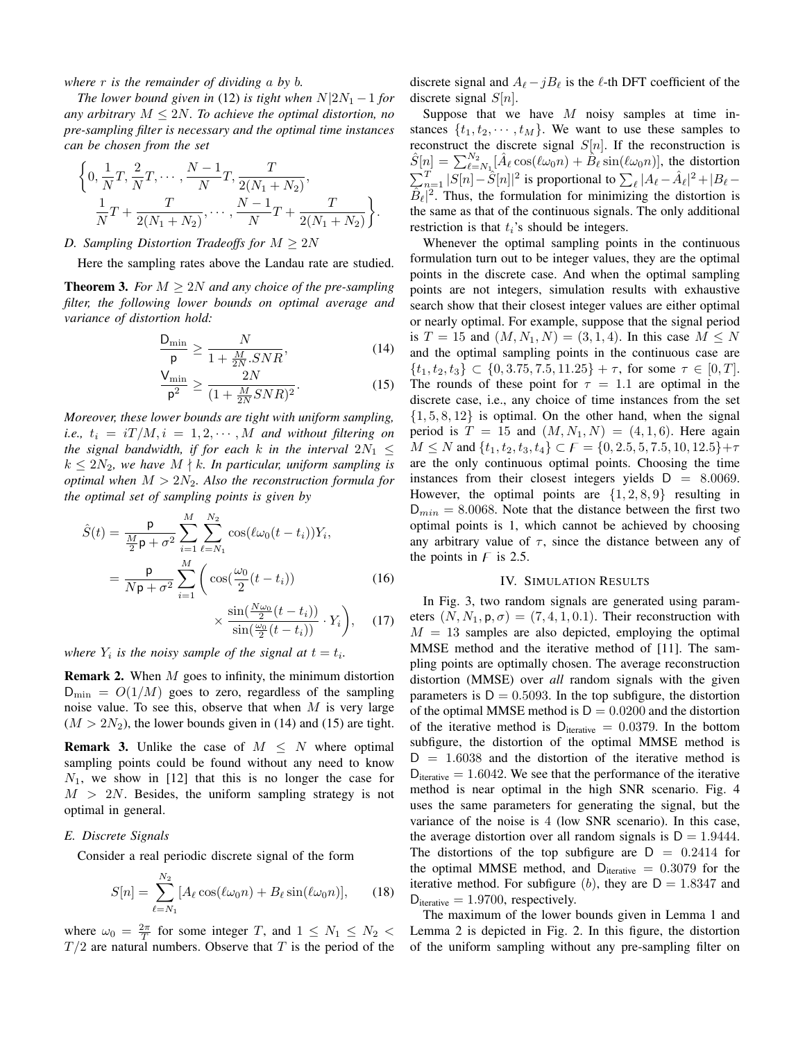*where $r$ is the remainder of dividing $a$ by $b$.*

*The lower bound given in* (12) *is tight when $N|2N_1-1$ for any arbitrary $M \leq 2N$. To achieve the optimal distortion, no pre-sampling filter is necessary and the optimal time instances can be chosen from the set*

$$\Big\{0, \frac{1}{N}T, \frac{2}{N}T, \cdots, \frac{N-1}{N}T, \frac{T}{2(N_1+N_2)}, \\ \frac{1}{N}T + \frac{T}{2(N_1+N_2)}, \cdots, \frac{N-1}{N}T + \frac{T}{2(N_1+N_2)}\Big\}.$$

### D. Sampling Distortion Tradeoffs for $M \geq 2N$

Here the sampling rates above the Landau rate are studied.

**Theorem 3.** *For $M \geq 2N$ and any choice of the pre-sampling filter, the following lower bounds on optimal average and variance of distortion hold:*

$$\frac{\mathsf{D}_{\min}}{\mathsf{p}} \geq \frac{N}{1+\frac{M}{2N}.SNR}, \tag{14}$$

$$\frac{\mathsf{V}_{\min}}{\mathsf{p}^2} \geq \frac{2N}{(1+\frac{M}{2N}SNR)^2}. \tag{15}$$

*Moreover, these lower bounds are tight with uniform sampling, i.e., $t_i = iT/M, i = 1, 2, \cdots, M$ and without filtering on the signal bandwidth, if for each $k$ in the interval $2N_1 \leq k \leq 2N_2$, we have $M \nmid k$. In particular, uniform sampling is optimal when $M > 2N_2$. Also the reconstruction formula for the optimal set of sampling points is given by*

$$\hat{S}(t) = \frac{\mathsf{p}}{\frac{M}{2}\mathsf{p}+\sigma^2}\sum_{i=1}^{M}\sum_{\ell=N_1}^{N_2}\cos(\ell\omega_0(t-t_i))Y_i,$$

$$= \frac{\mathsf{p}}{N\mathsf{p}+\sigma^2}\sum_{i=1}^{M}\Bigg(\cos(\frac{\omega_0}{2}(t-t_i)) \tag{16}$$

$$\times \frac{\sin(\frac{N\omega_0}{2}(t-t_i))}{\sin(\frac{\omega_0}{2}(t-t_i))}\cdot Y_i\Bigg), \tag{17}$$

*where $Y_i$ is the noisy sample of the signal at $t = t_i$.*

**Remark 2.** When $M$ goes to infinity, the minimum distortion $\mathsf{D}_{\min} = O(1/M)$ goes to zero, regardless of the sampling noise value. To see this, observe that when $M$ is very large ($M > 2N_2$), the lower bounds given in (14) and (15) are tight.

**Remark 3.** Unlike the case of $M \leq N$ where optimal sampling points could be found without any need to know $N_1$, we show in [12] that this is no longer the case for $M > 2N$. Besides, the uniform sampling strategy is not optimal in general.

### E. Discrete Signals

Consider a real periodic discrete signal of the form

$$S[n] = \sum_{\ell=N_1}^{N_2}[A_\ell\cos(\ell\omega_0 n) + B_\ell\sin(\ell\omega_0 n)], \tag{18}$$

where $\omega_0 = \frac{2\pi}{T}$ for some integer $T$, and $1 \leq N_1 \leq N_2 < T/2$ are natural numbers. Observe that $T$ is the period of the discrete signal and $A_\ell - jB_\ell$ is the $\ell$-th DFT coefficient of the discrete signal $S[n]$.

Suppose that we have $M$ noisy samples at time instances $\{t_1, t_2, \cdots, t_M\}$. We want to use these samples to reconstruct the discrete signal $S[n]$. If the reconstruction is $\hat{S}[n] = \sum_{\ell=N_1}^{N_2}[\hat{A}_\ell\cos(\ell\omega_0 n) + \hat{B}_\ell\sin(\ell\omega_0 n)]$, the distortion $\sum_{n=1}^{T}|S[n]-\hat{S}[n]|^2$ is proportional to $\sum_\ell |A_\ell - \hat{A}_\ell|^2 + |B_\ell - \hat{B}_\ell|^2$. Thus, the formulation for minimizing the distortion is the same as that of the continuous signals. The only additional restriction is that $t_i$'s should be integers.

Whenever the optimal sampling points in the continuous formulation turn out to be integer values, they are the optimal points in the discrete case. And when the optimal sampling points are not integers, simulation results with exhaustive search show that their closest integer values are either optimal or nearly optimal. For example, suppose that the signal period is $T = 15$ and $(M, N_1, N) = (3, 1, 4)$. In this case $M \leq N$ and the optimal sampling points in the continuous case are $\{t_1, t_2, t_3\} \subset \{0, 3.75, 7.5, 11.25\} + \tau$, for some $\tau \in [0, T]$. The rounds of these point for $\tau = 1.1$ are optimal in the discrete case, i.e., any choice of time instances from the set $\{1, 5, 8, 12\}$ is optimal. On the other hand, when the signal period is $T = 15$ and $(M, N_1, N) = (4, 1, 6)$. Here again $M \leq N$ and $\{t_1, t_2, t_3, t_4\} \subset \mathcal{F} = \{0, 2.5, 5, 7.5, 10, 12.5\} + \tau$ are the only continuous optimal points. Choosing the time instances from their closest integers yields $\mathsf{D} = 8.0069$. However, the optimal points are $\{1, 2, 8, 9\}$ resulting in $\mathsf{D}_{min} = 8.0068$. Note that the distance between the first two optimal points is 1, which cannot be achieved by choosing any arbitrary value of $\tau$, since the distance between any of the points in $\mathcal{F}$ is 2.5.

## IV. Simulation Results

In Fig. 3, two random signals are generated using parameters $(N, N_1, \mathsf{p}, \sigma) = (7, 4, 1, 0.1)$. Their reconstruction with $M = 13$ samples are also depicted, employing the optimal MMSE method and the iterative method of [11]. The sampling points are optimally chosen. The average reconstruction distortion (MMSE) over *all* random signals with the given parameters is $\mathsf{D} = 0.5093$. In the top subfigure, the distortion of the optimal MMSE method is $\mathsf{D} = 0.0200$ and the distortion of the iterative method is $\mathsf{D}_{\text{iterative}} = 0.0379$. In the bottom subfigure, the distortion of the optimal MMSE method is $\mathsf{D} = 1.6038$ and the distortion of the iterative method is $\mathsf{D}_{\text{iterative}} = 1.6042$. We see that the performance of the iterative method is near optimal in the high SNR scenario. Fig. 4 uses the same parameters for generating the signal, but the variance of the noise is 4 (low SNR scenario). In this case, the average distortion over all random signals is $\mathsf{D} = 1.9444$. The distortions of the top subfigure are $\mathsf{D} = 0.2414$ for the optimal MMSE method, and $\mathsf{D}_{\text{iterative}} = 0.3079$ for the iterative method. For subfigure $(b)$, they are $\mathsf{D} = 1.8347$ and $\mathsf{D}_{\text{iterative}} = 1.9700$, respectively.

The maximum of the lower bounds given in Lemma 1 and Lemma 2 is depicted in Fig. 2. In this figure, the distortion of the uniform sampling without any pre-sampling filter on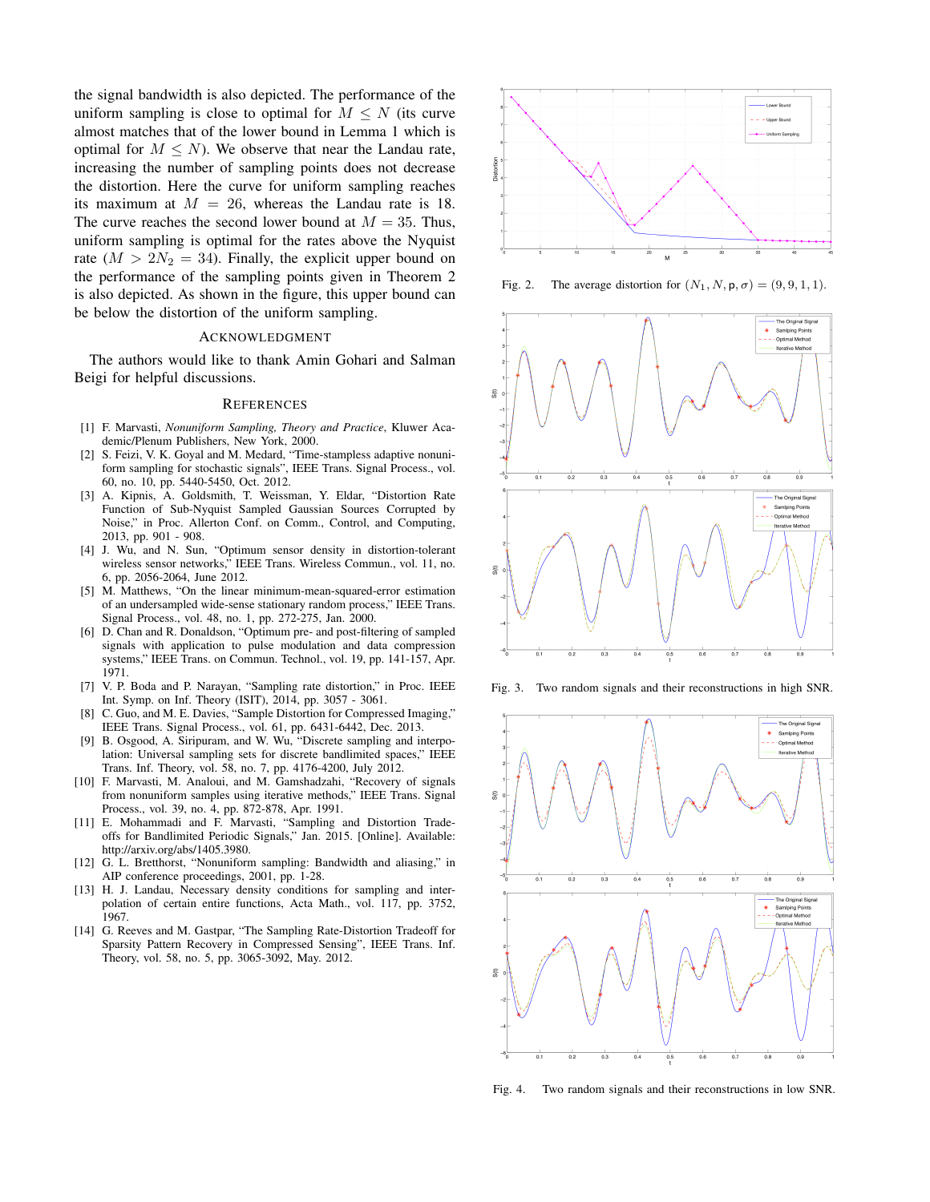the signal bandwidth is also depicted. The performance of the uniform sampling is close to optimal for $M \leq N$ (its curve almost matches that of the lower bound in Lemma 1 which is optimal for $M \leq N$). We observe that near the Landau rate, increasing the number of sampling points does not decrease the distortion. Here the curve for uniform sampling reaches its maximum at $M = 26$, whereas the Landau rate is 18. The curve reaches the second lower bound at $M = 35$. Thus, uniform sampling is optimal for the rates above the Nyquist rate ($M > 2N_2 = 34$). Finally, the explicit upper bound on the performance of the sampling points given in Theorem 2 is also depicted. As shown in the figure, this upper bound can be below the distortion of the uniform sampling.

## Acknowledgment

The authors would like to thank Amin Gohari and Salman Beigi for helpful discussions.

## References

[1] F. Marvasti, *Nonuniform Sampling, Theory and Practice*, Kluwer Academic/Plenum Publishers, New York, 2000.

[2] S. Feizi, V. K. Goyal and M. Medard, "Time-stampless adaptive nonuniform sampling for stochastic signals", IEEE Trans. Signal Process., vol. 60, no. 10, pp. 5440-5450, Oct. 2012.

[3] A. Kipnis, A. Goldsmith, T. Weissman, Y. Eldar, "Distortion Rate Function of Sub-Nyquist Sampled Gaussian Sources Corrupted by Noise," in Proc. Allerton Conf. on Comm., Control, and Computing, 2013, pp. 901 - 908.

[4] J. Wu, and N. Sun, "Optimum sensor density in distortion-tolerant wireless sensor networks," IEEE Trans. Wireless Commun., vol. 11, no. 6, pp. 2056-2064, June 2012.

[5] M. Matthews, "On the linear minimum-mean-squared-error estimation of an undersampled wide-sense stationary random process," IEEE Trans. Signal Process., vol. 48, no. 1, pp. 272-275, Jan. 2000.

[6] D. Chan and R. Donaldson, "Optimum pre- and post-filtering of sampled signals with application to pulse modulation and data compression systems," IEEE Trans. on Commun. Technol., vol. 19, pp. 141-157, Apr. 1971.

[7] V. P. Boda and P. Narayan, "Sampling rate distortion," in Proc. IEEE Int. Symp. on Inf. Theory (ISIT), 2014, pp. 3057 - 3061.

[8] C. Guo, and M. E. Davies, "Sample Distortion for Compressed Imaging," IEEE Trans. Signal Process., vol. 61, pp. 6431-6442, Dec. 2013.

[9] B. Osgood, A. Siripuram, and W. Wu, "Discrete sampling and interpolation: Universal sampling sets for discrete bandlimited spaces," IEEE Trans. Inf. Theory, vol. 58, no. 7, pp. 4176-4200, July 2012.

[10] F. Marvasti, M. Analoui, and M. Gamshadzahi, "Recovery of signals from nonuniform samples using iterative methods," IEEE Trans. Signal Process., vol. 39, no. 4, pp. 872-878, Apr. 1991.

[11] E. Mohammadi and F. Marvasti, "Sampling and Distortion Tradeoffs for Bandlimited Periodic Signals," Jan. 2015. [Online]. Available: http://arxiv.org/abs/1405.3980.

[12] G. L. Bretthorst, "Nonuniform sampling: Bandwidth and aliasing," in AIP conference proceedings, 2001, pp. 1-28.

[13] H. J. Landau, Necessary density conditions for sampling and interpolation of certain entire functions, Acta Math., vol. 117, pp. 3752, 1967.

[14] G. Reeves and M. Gastpar, "The Sampling Rate-Distortion Tradeoff for Sparsity Pattern Recovery in Compressed Sensing", IEEE Trans. Inf. Theory, vol. 58, no. 5, pp. 3065-3092, May. 2012.

Lower Bound
Upper Bound
Uniform Sampling
Distortion
M

Fig. 2. The average distortion for $(N_1, N, \mathsf{p}, \sigma) = (9, 9, 1, 1)$.

The Original Signal
Sampling Points
Optimal Method
Iterative Method
S(t)
t

Fig. 3. Two random signals and their reconstructions in high SNR.

The Original Signal
Sampling Points
Optimal Method
Iterative Method
S(t)
t

Fig. 4. Two random signals and their reconstructions in low SNR.